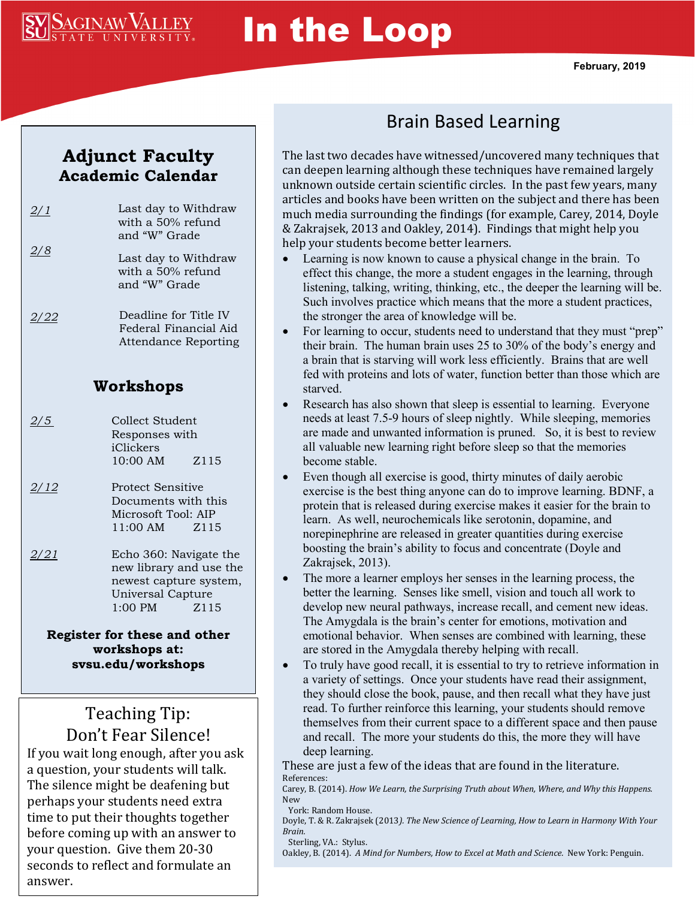# In the Loop

February, 2019

## Adjunct Faculty Academic Calendar

| Date | Event |
|---|---|
| 2/1 | Last day to Withdraw with a 50% refund and “W” Grade |
| 2/8 | Last day to Withdraw with a 50% refund and “W” Grade |
| 2/22 | Deadline for Title IV Federal Financial Aid Attendance Reporting |

## Workshops

| Date | Workshop |
|---|---|
| 2/5 | Collect Student Responses with iClickers 10:00 AM Z115 |
| 2/12 | Protect Sensitive Documents with this Microsoft Tool: AIP 11:00 AM Z115 |
| 2/21 | Echo 360: Navigate the new library and use the newest capture system, Universal Capture 1:00 PM Z115 |

**Register for these and other workshops at: svsu.edu/workshops**

## Teaching Tip: Don’t Fear Silence!

If you wait long enough, after you ask a question, your students will talk. The silence might be deafening but perhaps your students need extra time to put their thoughts together before coming up with an answer to your question. Give them 20-30 seconds to reflect and formulate an answer.

## Brain Based Learning

The last two decades have witnessed/uncovered many techniques that can deepen learning although these techniques have remained largely unknown outside certain scientific circles. In the past few years, many articles and books have been written on the subject and there has been much media surrounding the findings (for example, Carey, 2014, Doyle & Zakrajsek, 2013 and Oakley, 2014). Findings that might help you help your students become better learners.

- Learning is now known to cause a physical change in the brain. To effect this change, the more a student engages in the learning, through listening, talking, writing, thinking, etc., the deeper the learning will be. Such involves practice which means that the more a student practices, the stronger the area of knowledge will be.
- For learning to occur, students need to understand that they must “prep” their brain. The human brain uses 25 to 30% of the body’s energy and a brain that is starving will work less efficiently. Brains that are well fed with proteins and lots of water, function better than those which are starved.
- Research has also shown that sleep is essential to learning. Everyone needs at least 7.5-9 hours of sleep nightly. While sleeping, memories are made and unwanted information is pruned. So, it is best to review all valuable new learning right before sleep so that the memories become stable.
- Even though all exercise is good, thirty minutes of daily aerobic exercise is the best thing anyone can do to improve learning. BDNF, a protein that is released during exercise makes it easier for the brain to learn. As well, neurochemicals like serotonin, dopamine, and norepinephrine are released in greater quantities during exercise boosting the brain’s ability to focus and concentrate (Doyle and Zakrajsek, 2013).
- The more a learner employs her senses in the learning process, the better the learning. Senses like smell, vision and touch all work to develop new neural pathways, increase recall, and cement new ideas. The Amygdala is the brain’s center for emotions, motivation and emotional behavior. When senses are combined with learning, these are stored in the Amygdala thereby helping with recall.
- To truly have good recall, it is essential to try to retrieve information in a variety of settings. Once your students have read their assignment, they should close the book, pause, and then recall what they have just read. To further reinforce this learning, your students should remove themselves from their current space to a different space and then pause and recall. The more your students do this, the more they will have deep learning.

These are just a few of the ideas that are found in the literature.

References:

Carey, B. (2014). *How We Learn, the Surprising Truth about When, Where, and Why this Happens.* New York: Random House.

Doyle, T. & R. Zakrajsek (2013*). The New Science of Learning, How to Learn in Harmony With Your Brain.* Sterling, VA.: Stylus.

Oakley, B. (2014). *A Mind for Numbers, How to Excel at Math and Science.* New York: Penguin.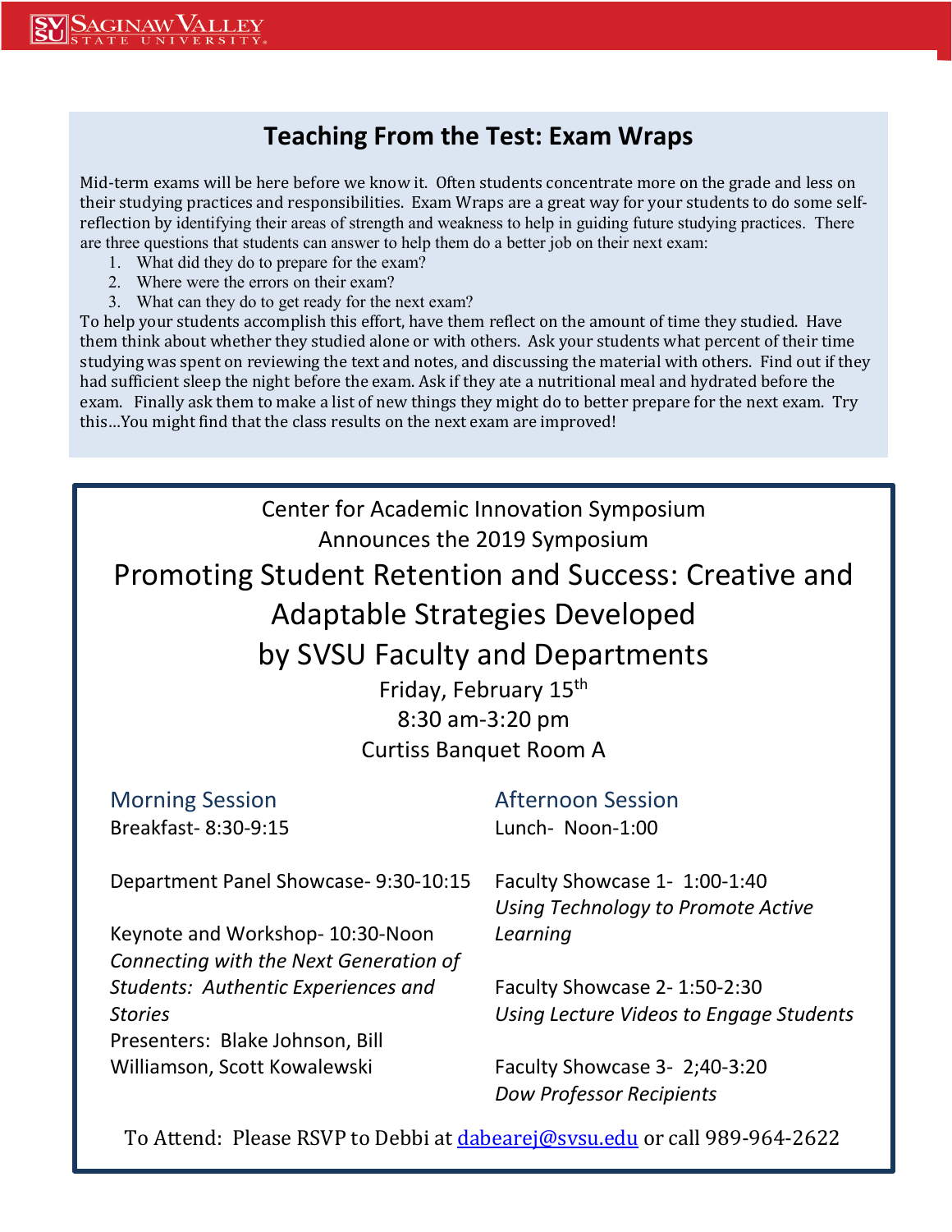## Teaching From the Test: Exam Wraps

Mid-term exams will be here before we know it. Often students concentrate more on the grade and less on their studying practices and responsibilities. Exam Wraps are a great way for your students to do some self-reflection by identifying their areas of strength and weakness to help in guiding future studying practices. There are three questions that students can answer to help them do a better job on their next exam:

1. What did they do to prepare for the exam?
2. Where were the errors on their exam?
3. What can they do to get ready for the next exam?

To help your students accomplish this effort, have them reflect on the amount of time they studied. Have them think about whether they studied alone or with others. Ask your students what percent of their time studying was spent on reviewing the text and notes, and discussing the material with others. Find out if they had sufficient sleep the night before the exam. Ask if they ate a nutritional meal and hydrated before the exam. Finally ask them to make a list of new things they might do to better prepare for the next exam. Try this…You might find that the class results on the next exam are improved!

Center for Academic Innovation Symposium

Announces the 2019 Symposium

## Promoting Student Retention and Success: Creative and Adaptable Strategies Developed by SVSU Faculty and Departments

Friday, February 15th

8:30 am-3:20 pm

Curtiss Banquet Room A

### Morning Session

Breakfast- 8:30-9:15

Department Panel Showcase- 9:30-10:15

Keynote and Workshop- 10:30-Noon
*Connecting with the Next Generation of Students: Authentic Experiences and Stories*
Presenters: Blake Johnson, Bill Williamson, Scott Kowalewski

### Afternoon Session

Lunch- Noon-1:00

Faculty Showcase 1- 1:00-1:40
*Using Technology to Promote Active Learning*

Faculty Showcase 2- 1:50-2:30
*Using Lecture Videos to Engage Students*

Faculty Showcase 3- 2;40-3:20
*Dow Professor Recipients*

To Attend: Please RSVP to Debbi at dabearej@svsu.edu or call 989-964-2622